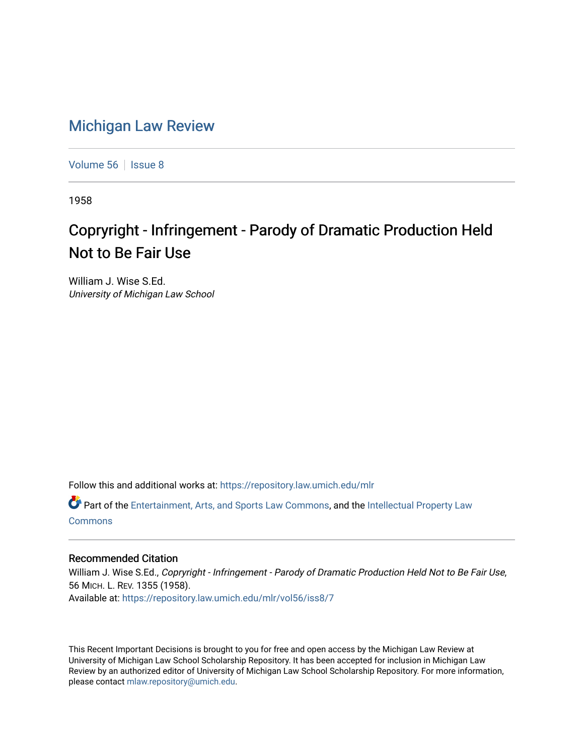# Michigan Law Review

Volume 56 | Issue 8

1958

## Coprright - Infringement - Parody of Dramatic Production Held Not to Be Fair Use

William J. Wise S.Ed.
*University of Michigan Law School*

Follow this and additional works at: https://repository.law.umich.edu/mlr

Part of the Entertainment, Arts, and Sports Law Commons, and the Intellectual Property Law Commons

### Recommended Citation

William J. Wise S.Ed., *Coprright - Infringement - Parody of Dramatic Production Held Not to Be Fair Use*, 56 MICH. L. REV. 1355 (1958).
Available at: https://repository.law.umich.edu/mlr/vol56/iss8/7

This Recent Important Decisions is brought to you for free and open access by the Michigan Law Review at University of Michigan Law School Scholarship Repository. It has been accepted for inclusion in Michigan Law Review by an authorized editor of University of Michigan Law School Scholarship Repository. For more information, please contact mlaw.repository@umich.edu.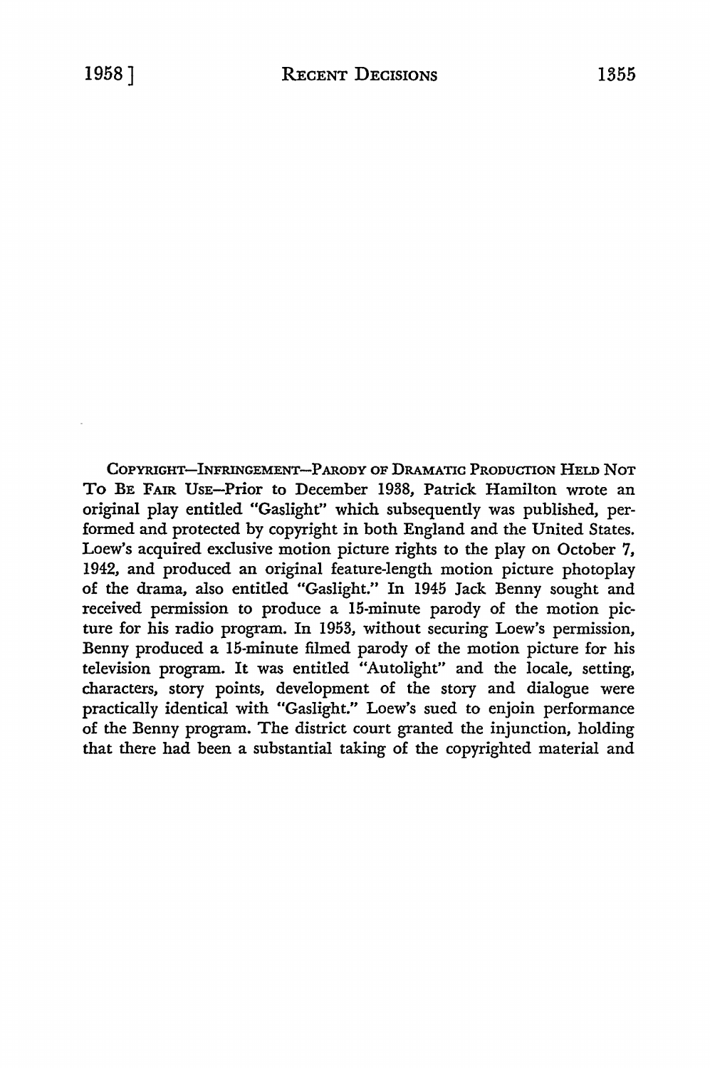COPYRIGHT—INFRINGEMENT—PARODY OF DRAMATIC PRODUCTION HELD NOT TO BE FAIR USE—Prior to December 1938, Patrick Hamilton wrote an original play entitled "Gaslight" which subsequently was published, performed and protected by copyright in both England and the United States. Loew's acquired exclusive motion picture rights to the play on October 7, 1942, and produced an original feature-length motion picture photoplay of the drama, also entitled "Gaslight." In 1945 Jack Benny sought and received permission to produce a 15-minute parody of the motion picture for his radio program. In 1953, without securing Loew's permission, Benny produced a 15-minute filmed parody of the motion picture for his television program. It was entitled "Autolight" and the locale, setting, characters, story points, development of the story and dialogue were practically identical with "Gaslight." Loew's sued to enjoin performance of the Benny program. The district court granted the injunction, holding that there had been a substantial taking of the copyrighted material and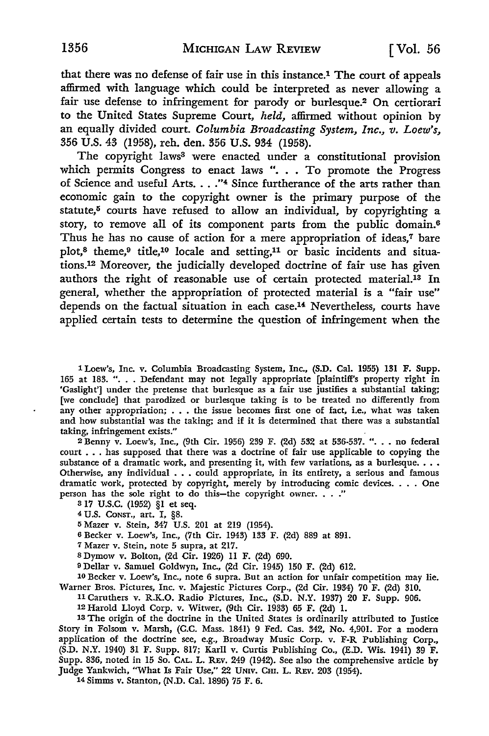that there was no defense of fair use in this instance.[1] The court of appeals affirmed with language which could be interpreted as never allowing a fair use defense to infringement for parody or burlesque.[2] On certiorari to the United States Supreme Court, *held,* affirmed without opinion by an equally divided court. *Columbia Broadcasting System, Inc., v. Loew's,* 356 U.S. 43 (1958), reh. den. 356 U.S. 934 (1958).

The copyright laws[3] were enacted under a constitutional provision which permits Congress to enact laws ". . . To promote the Progress of Science and useful Arts. . . ."[4] Since furtherance of the arts rather than economic gain to the copyright owner is the primary purpose of the statute,[5] courts have refused to allow an individual, by copyrighting a story, to remove all of its component parts from the public domain.[6] Thus he has no cause of action for a mere appropriation of ideas,[7] bare plot,[8] theme,[9] title,[10] locale and setting,[11] or basic incidents and situations.[12] Moreover, the judicially developed doctrine of fair use has given authors the right of reasonable use of certain protected material.[13] In general, whether the appropriation of protected material is a "fair use" depends on the factual situation in each case.[14] Nevertheless, courts have applied certain tests to determine the question of infringement when the

---

[1] Loew's, Inc. v. Columbia Broadcasting System, Inc., (S.D. Cal. 1955) 131 F. Supp. 165 at 183. ". . . Defendant may not legally appropriate [plaintiff's property right in 'Gaslight'] under the pretense that burlesque as a fair use justifies a substantial taking; [we conclude] that parodized or burlesque taking is to be treated no differently from any other appropriation; . . . the issue becomes first one of fact, i.e., what was taken and how substantial was the taking; and if it is determined that there was a substantial taking, infringement exists."

[2] Benny v. Loew's, Inc., (9th Cir. 1956) 239 F. (2d) 532 at 536-537. ". . . no federal court . . . has supposed that there was a doctrine of fair use applicable to copying the substance of a dramatic work, and presenting it, with few variations, as a burlesque. . . . Otherwise, any individual . . . could appropriate, in its entirety, a serious and famous dramatic work, protected by copyright, merely by introducing comic devices. . . . One person has the sole right to do this—the copyright owner. . . ."

[3] 17 U.S.C. (1952) §1 et seq.

[4] U.S. CONST., art. I, §8.

[5] Mazer v. Stein, 347 U.S. 201 at 219 (1954).

[6] Becker v. Loew's, Inc., (7th Cir. 1943) 133 F. (2d) 889 at 891.

[7] Mazer v. Stein, note 5 supra, at 217.

[8] Dymow v. Bolton, (2d Cir. 1926) 11 F. (2d) 690.

[9] Dellar v. Samuel Goldwyn, Inc., (2d Cir. 1945) 150 F. (2d) 612.

[10] Becker v. Loew's, Inc., note 6 supra. But an action for unfair competition may lie. Warner Bros. Pictures, Inc. v. Majestic Pictures Corp., (2d Cir. 1934) 70 F. (2d) 310.

[11] Caruthers v. R.K.O. Radio Pictures, Inc., (S.D. N.Y. 1937) 20 F. Supp. 906.

[12] Harold Lloyd Corp. v. Witwer, (9th Cir. 1933) 65 F. (2d) 1.

[13] The origin of the doctrine in the United States is ordinarily attributed to Justice Story in Folsom v. Marsh, (C.C. Mass. 1841) 9 Fed. Cas. 342, No. 4,901. For a modern application of the doctrine see, e.g., Broadway Music Corp. v. F-R Publishing Corp., (S.D. N.Y. 1940) 31 F. Supp. 817; Karll v. Curtis Publishing Co., (E.D. Wis. 1941) 39 F. Supp. 836, noted in 15 So. CAL. L. REV. 249 (1942). See also the comprehensive article by Judge Yankwich, "What Is Fair Use," 22 UNIV. CHI. L. REV. 203 (1954).

[14] Simms v. Stanton, (N.D. Cal. 1896) 75 F. 6.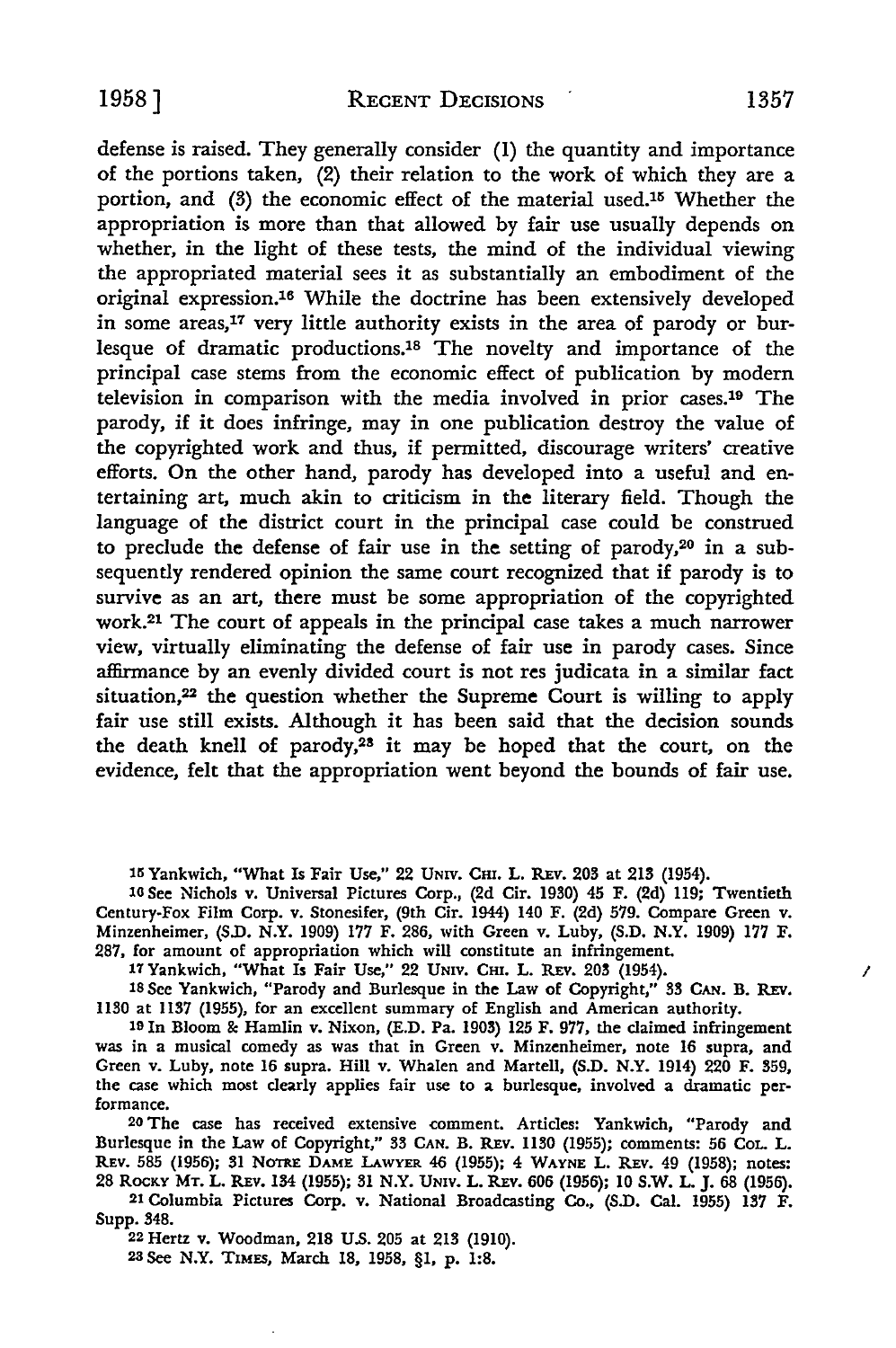defense is raised. They generally consider (1) the quantity and importance of the portions taken, (2) their relation to the work of which they are a portion, and (3) the economic effect of the material used.[15] Whether the appropriation is more than that allowed by fair use usually depends on whether, in the light of these tests, the mind of the individual viewing the appropriated material sees it as substantially an embodiment of the original expression.[16] While the doctrine has been extensively developed in some areas,[17] very little authority exists in the area of parody or burlesque of dramatic productions.[18] The novelty and importance of the principal case stems from the economic effect of publication by modern television in comparison with the media involved in prior cases.[19] The parody, if it does infringe, may in one publication destroy the value of the copyrighted work and thus, if permitted, discourage writers' creative efforts. On the other hand, parody has developed into a useful and entertaining art, much akin to criticism in the literary field. Though the language of the district court in the principal case could be construed to preclude the defense of fair use in the setting of parody,[20] in a subsequently rendered opinion the same court recognized that if parody is to survive as an art, there must be some appropriation of the copyrighted work.[21] The court of appeals in the principal case takes a much narrower view, virtually eliminating the defense of fair use in parody cases. Since affirmance by an evenly divided court is not res judicata in a similar fact situation,[22] the question whether the Supreme Court is willing to apply fair use still exists. Although it has been said that the decision sounds the death knell of parody,[23] it may be hoped that the court, on the evidence, felt that the appropriation went beyond the bounds of fair use.

---

15 Yankwich, "What Is Fair Use," 22 Univ. Chi. L. Rev. 203 at 213 (1954).

16 See Nichols v. Universal Pictures Corp., (2d Cir. 1930) 45 F. (2d) 119; Twentieth Century-Fox Film Corp. v. Stonesifer, (9th Cir. 1944) 140 F. (2d) 579. Compare Green v. Minzenheimer, (S.D. N.Y. 1909) 177 F. 286, with Green v. Luby, (S.D. N.Y. 1909) 177 F. 287, for amount of appropriation which will constitute an infringement.

17 Yankwich, "What Is Fair Use," 22 Univ. Chi. L. Rev. 203 (1954).

18 See Yankwich, "Parody and Burlesque in the Law of Copyright," 33 Can. B. Rev. 1130 at 1137 (1955), for an excellent summary of English and American authority.

19 In Bloom & Hamlin v. Nixon, (E.D. Pa. 1903) 125 F. 977, the claimed infringement was in a musical comedy as was that in Green v. Minzenheimer, note 16 supra, and Green v. Luby, note 16 supra. Hill v. Whalen and Martell, (S.D. N.Y. 1914) 220 F. 359, the case which most clearly applies fair use to a burlesque, involved a dramatic performance.

20 The case has received extensive comment. Articles: Yankwich, "Parody and Burlesque in the Law of Copyright," 33 Can. B. Rev. 1130 (1955); comments: 56 Col. L. Rev. 585 (1956); 31 Notre Dame Lawyer 46 (1955); 4 Wayne L. Rev. 49 (1958); notes: 28 Rocky Mt. L. Rev. 134 (1955); 31 N.Y. Univ. L. Rev. 606 (1956); 10 S.W. L. J. 68 (1956).

21 Columbia Pictures Corp. v. National Broadcasting Co., (S.D. Cal. 1955) 137 F. Supp. 348.

22 Hertz v. Woodman, 218 U.S. 205 at 213 (1910).

23 See N.Y. Times, March 18, 1958, §1, p. 1:8.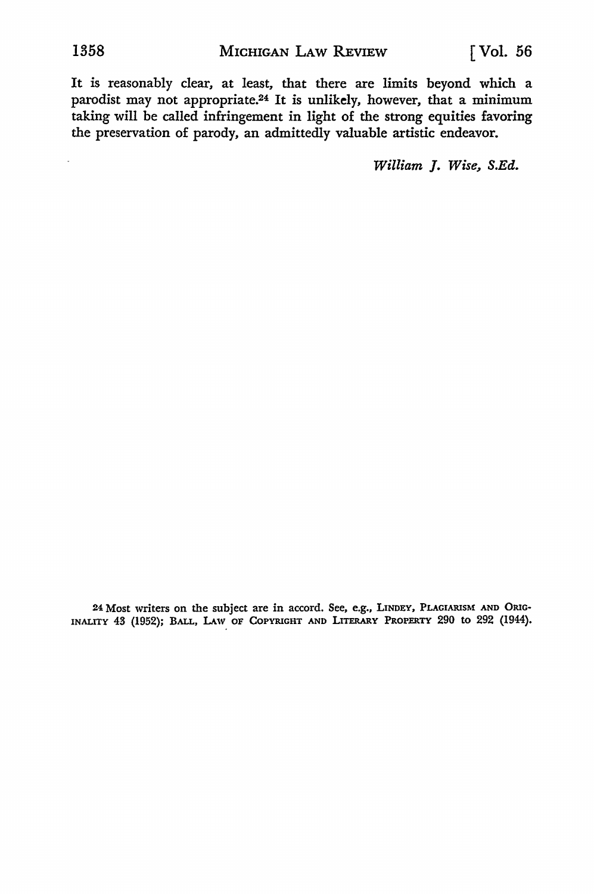It is reasonably clear, at least, that there are limits beyond which a parodist may not appropriate.[24] It is unlikely, however, that a minimum taking will be called infringement in light of the strong equities favoring the preservation of parody, an admittedly valuable artistic endeavor.

*William J. Wise, S.Ed.*

24 Most writers on the subject are in accord. See, e.g., LINDEY, PLAGIARISM AND ORIGINALITY 43 (1952); BALL, LAW OF COPYRIGHT AND LITERARY PROPERTY 290 to 292 (1944).